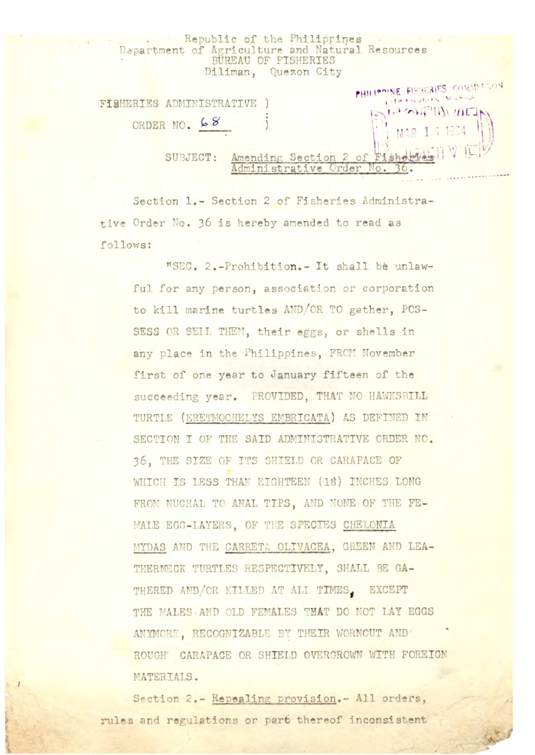Republic of the Philippines
Department of Agriculture and Natural Resources
BUREAU OF FISHERIES
Diliman, Quezon City

PHILIPPINE FISHERIES COMMISSION
MANILA
RECEIVED
MAR 1 1964

FISHERIES ADMINISTRATIVE ORDER NO. 68

SUBJECT: Amending Section 2 of Fisheries Administrative Order No. 36.

Section 1.- Section 2 of Fisheries Administrative Order No. 36 is hereby amended to read as follows:

"SEC. 2.-Prohibition.- It shall be unlawful for any person, association or corporation to kill marine turtles AND/OR TO gather, POSSESS OR SELL THEM, their eggs, or shells in any place in the Philippines, FROM November first of one year to January fifteen of the succeeding year. PROVIDED, THAT NO HAWKSBILL TURTLE (ERETMOCHELYS EMBRICATA) AS DEFINED IN SECTION I OF THE SAID ADMINISTRATIVE ORDER NO. 36, THE SIZE OF ITS SHIELD OR CARAPACE OF WHICH IS LESS THAN EIGHTEEN (18) INCHES LONG FROM NUCHAL TO ANAL TIPS, AND NONE OF THE FEMALE EGG-LAYERS, OF THE SPECIES CHELONIA MYDAS AND THE CARRETA OLIVACEA, GREEN AND LEATHERNECK TURTLES RESPECTIVELY, SHALL BE GATHERED AND/OR KILLED AT ALL TIMES, EXCEPT THE MALES AND OLD FEMALES THAT DO NOT LAY EGGS ANYMORE, RECOGNIZABLE BY THEIR WORNOUT AND ROUGH CARAPACE OR SHIELD OVERGROWN WITH FOREIGN MATERIALS.

Section 2.- Repealing provision.- All orders, rules and regulations or part thereof inconsistent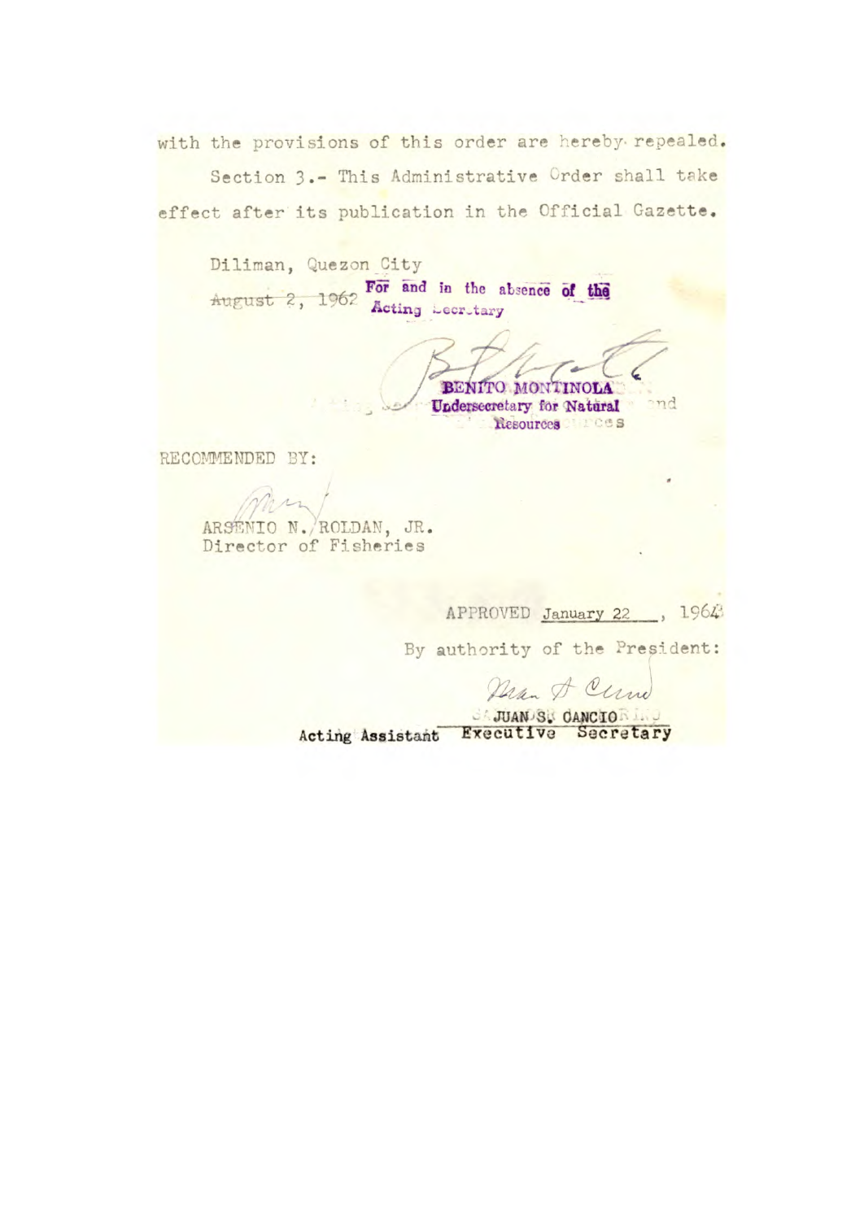with the provisions of this order are hereby repealed.

Section 3.- This Administrative Order shall take effect after its publication in the Official Gazette.

Diliman, Quezon City
~~August 2, 1962~~

For and in the absence of the Acting Secretary

BENITO MONTINOLA
Undersecretary for Natural Resources

RECOMMENDED BY:

ARSENIO N. ROLDAN, JR.
Director of Fisheries

APPROVED January 22, 1963

By authority of the President:

JUAN S. CANCIO
Acting Assistant Executive Secretary